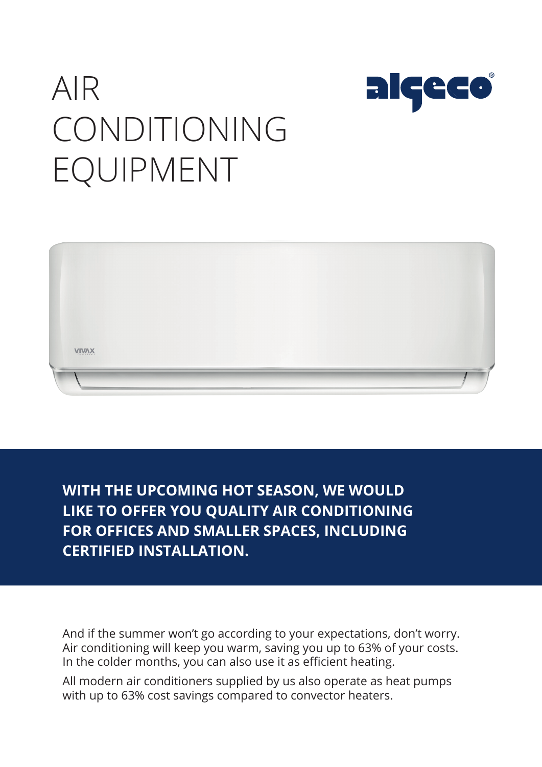# AIR CONDITIONING EQUIPMENT

**WITH THE UPCOMING HOT SEASON, WE WOULD LIKE TO OFFER YOU QUALITY AIR CONDITIONING FOR OFFICES AND SMALLER SPACES, INCLUDING CERTIFIED INSTALLATION.**

And if the summer won't go according to your expectations, don't worry. Air conditioning will keep you warm, saving you up to 63% of your costs. In the colder months, you can also use it as efficient heating.

All modern air conditioners supplied by us also operate as heat pumps with up to 63% cost savings compared to convector heaters.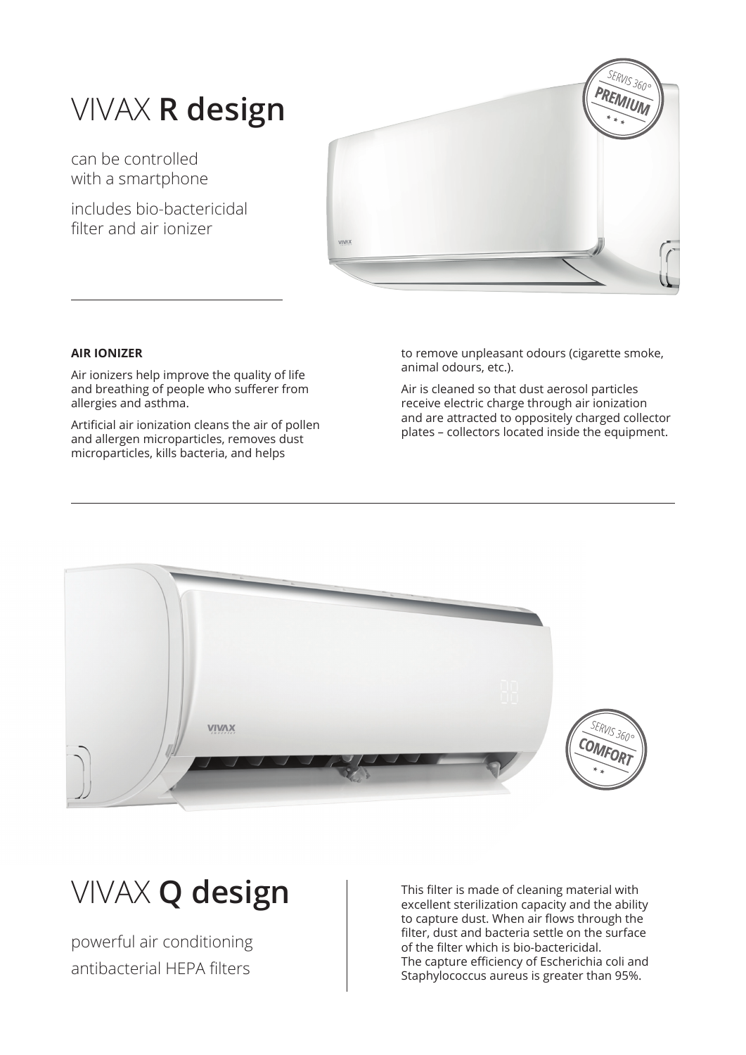# VIVAX **R design**

can be controlled with a smartphone

includes bio-bactericidal filter and air ionizer

**AIR IONIZER**

Air ionizers help improve the quality of life and breathing of people who sufferer from allergies and asthma.

Artificial air ionization cleans the air of pollen and allergen microparticles, removes dust microparticles, kills bacteria, and helps to remove unpleasant odours (cigarette smoke, animal odours, etc.).

Air is cleaned so that dust aerosol particles receive electric charge through air ionization and are attracted to oppositely charged collector plates – collectors located inside the equipment.

# VIVAX **Q design**

powerful air conditioning

antibacterial HEPA filters

This filter is made of cleaning material with excellent sterilization capacity and the ability to capture dust. When air flows through the filter, dust and bacteria settle on the surface of the filter which is bio-bactericidal.
The capture efficiency of Escherichia coli and Staphylococcus aureus is greater than 95%.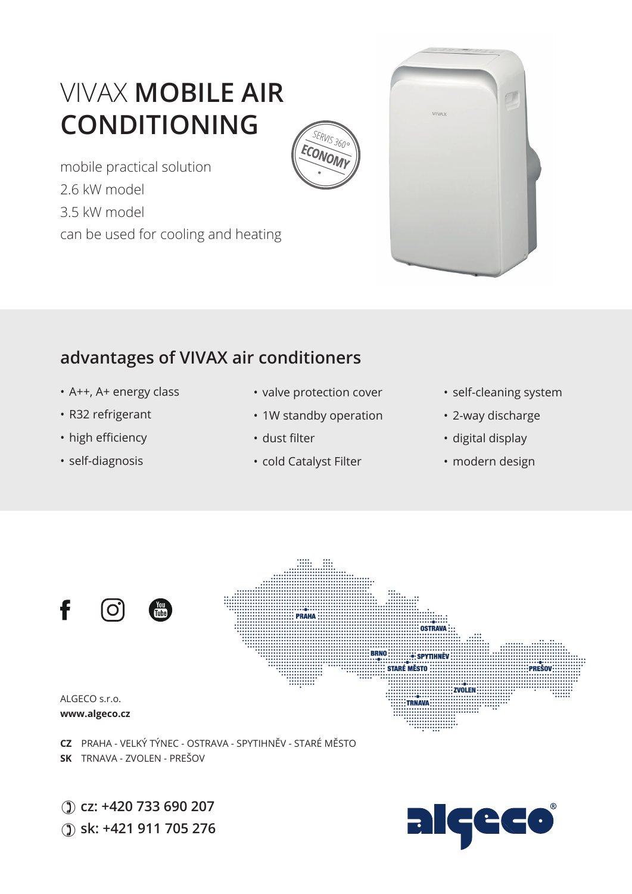# VIVAX **MOBILE AIR CONDITIONING**

mobile practical solution
2.6 kW model
3.5 kW model
can be used for cooling and heating

SERVIS 360°
ECONOMY

## advantages of VIVAX air conditioners

- A++, A+ energy class
- R32 refrigerant
- high efficiency
- self-diagnosis
- valve protection cover
- 1W standby operation
- dust filter
- cold Catalyst Filter
- self-cleaning system
- 2-way discharge
- digital display
- modern design

PRAHA
OSTRAVA
BRNO
SPYTIHNĚV
STARÉ MĚSTO
PREŠOV
ZVOLEN
TRNAVA

ALGECO s.r.o.
**www.algeco.cz**

**CZ** PRAHA - VELKÝ TÝNEC - OSTRAVA - SPYTIHNĚV - STARÉ MĚSTO
**SK** TRNAVA - ZVOLEN - PREŠOV

**cz: +420 733 690 207**
**sk: +421 911 705 276**

algeco®